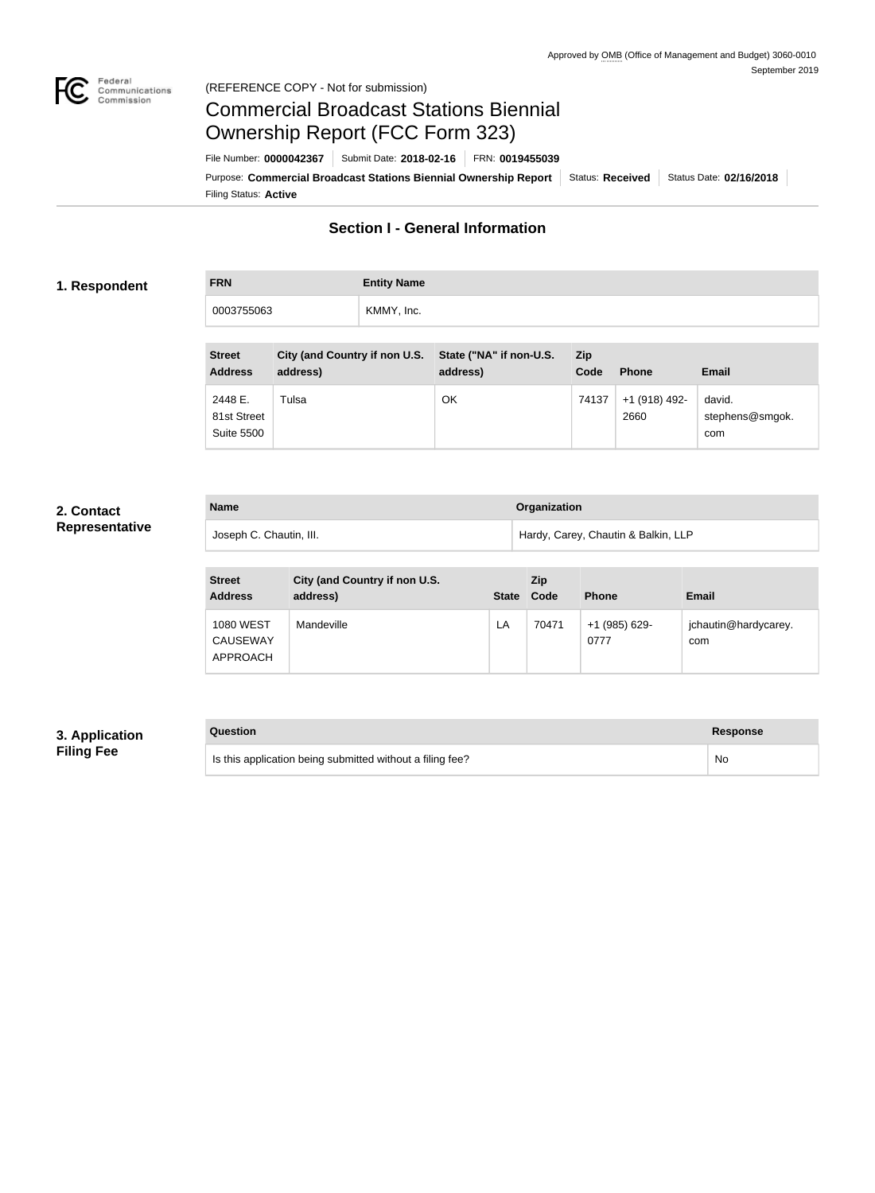Approved by OMB (Office of Management and Budget) 3060-0010
September 2019

(REFERENCE COPY - Not for submission)

# Commercial Broadcast Stations Biennial Ownership Report (FCC Form 323)

File Number: **0000042367** | Submit Date: **2018-02-16** | FRN: **0019455039**

Purpose: **Commercial Broadcast Stations Biennial Ownership Report** | Status: **Received** | Status Date: **02/16/2018**

Filing Status: **Active**

## Section I - General Information

### 1. Respondent

| FRN | Entity Name |
|---|---|
| 0003755063 | KMMY, Inc. |

| Street Address | City (and Country if non U.S. address) | State ("NA" if non-U.S. address) | Zip Code | Phone | Email |
|---|---|---|---|---|---|
| 2448 E. 81st Street Suite 5500 | Tulsa | OK | 74137 | +1 (918) 492-2660 | david.stephens@smgok.com |

### 2. Contact Representative

| Name | Organization |
|---|---|
| Joseph C. Chautin, III. | Hardy, Carey, Chautin & Balkin, LLP |

| Street Address | City (and Country if non U.S. address) | State | Zip Code | Phone | Email |
|---|---|---|---|---|---|
| 1080 WEST CAUSEWAY APPROACH | Mandeville | LA | 70471 | +1 (985) 629-0777 | jchautin@hardycarey.com |

### 3. Application Filing Fee

| Question | Response |
|---|---|
| Is this application being submitted without a filing fee? | No |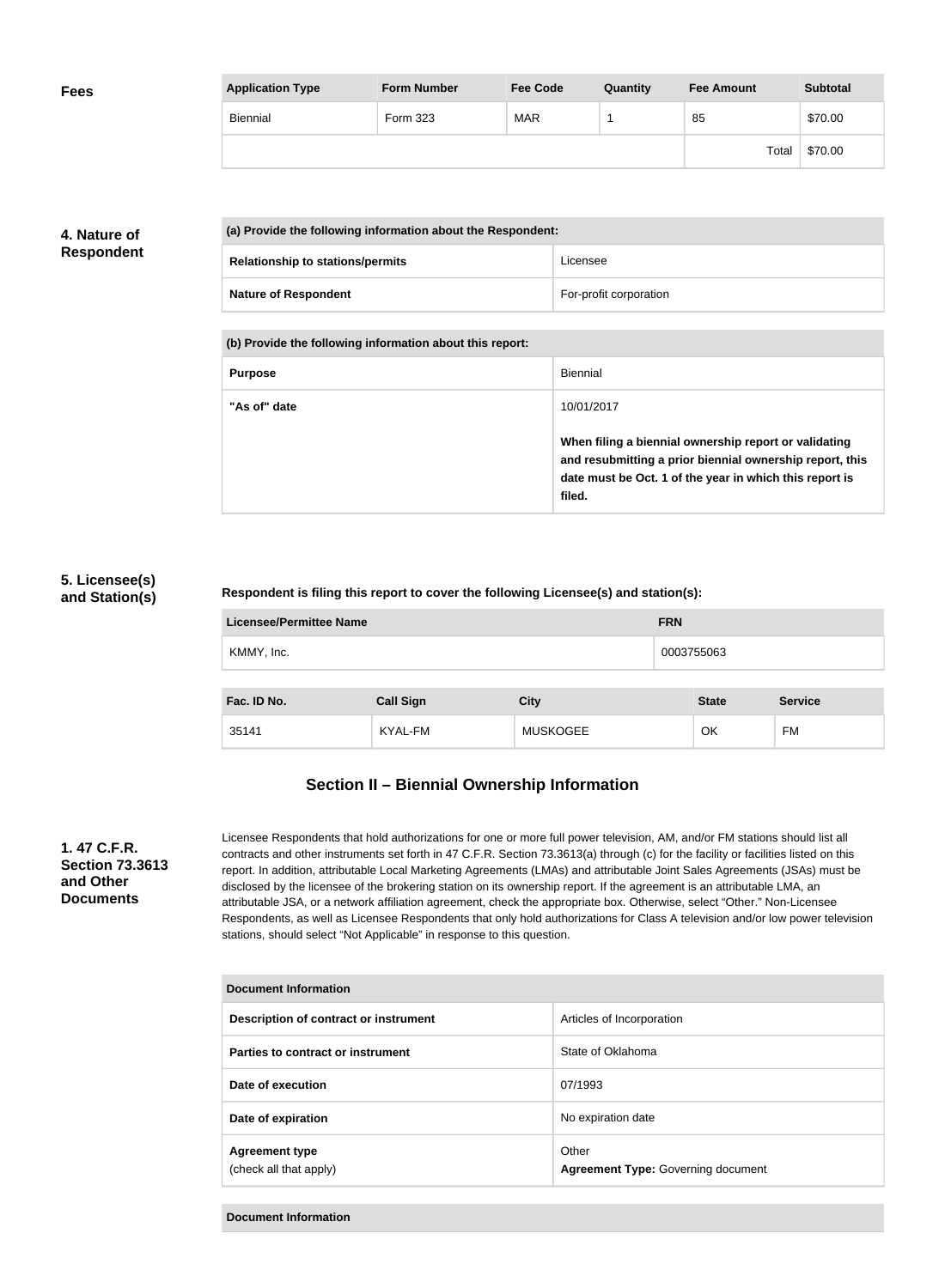## Fees

| Application Type | Form Number | Fee Code | Quantity | Fee Amount | Subtotal |
|---|---|---|---|---|---|
| Biennial | Form 323 | MAR | 1 | 85 | $70.00 |
| | | | | Total | $70.00 |

## 4. Nature of Respondent

| (a) Provide the following information about the Respondent: | |
|---|---|
| **Relationship to stations/permits** | Licensee |
| **Nature of Respondent** | For-profit corporation |

| (b) Provide the following information about this report: | |
|---|---|
| **Purpose** | Biennial |
| **"As of" date** | 10/01/2017<br><br>**When filing a biennial ownership report or validating and resubmitting a prior biennial ownership report, this date must be Oct. 1 of the year in which this report is filed.** |

## 5. Licensee(s) and Station(s)

**Respondent is filing this report to cover the following Licensee(s) and station(s):**

| Licensee/Permittee Name | FRN |
|---|---|
| KMMY, Inc. | 0003755063 |

| Fac. ID No. | Call Sign | City | State | Service |
|---|---|---|---|---|
| 35141 | KYAL-FM | MUSKOGEE | OK | FM |

## Section II – Biennial Ownership Information

### 1. 47 C.F.R. Section 73.3613 and Other Documents

Licensee Respondents that hold authorizations for one or more full power television, AM, and/or FM stations should list all contracts and other instruments set forth in 47 C.F.R. Section 73.3613(a) through (c) for the facility or facilities listed on this report. In addition, attributable Local Marketing Agreements (LMAs) and attributable Joint Sales Agreements (JSAs) must be disclosed by the licensee of the brokering station on its ownership report. If the agreement is an attributable LMA, an attributable JSA, or a network affiliation agreement, check the appropriate box. Otherwise, select "Other." Non-Licensee Respondents, as well as Licensee Respondents that only hold authorizations for Class A television and/or low power television stations, should select "Not Applicable" in response to this question.

| Document Information | |
|---|---|
| **Description of contract or instrument** | Articles of Incorporation |
| **Parties to contract or instrument** | State of Oklahoma |
| **Date of execution** | 07/1993 |
| **Date of expiration** | No expiration date |
| **Agreement type**<br>(check all that apply) | Other<br>**Agreement Type:** Governing document |

| Document Information |
|---|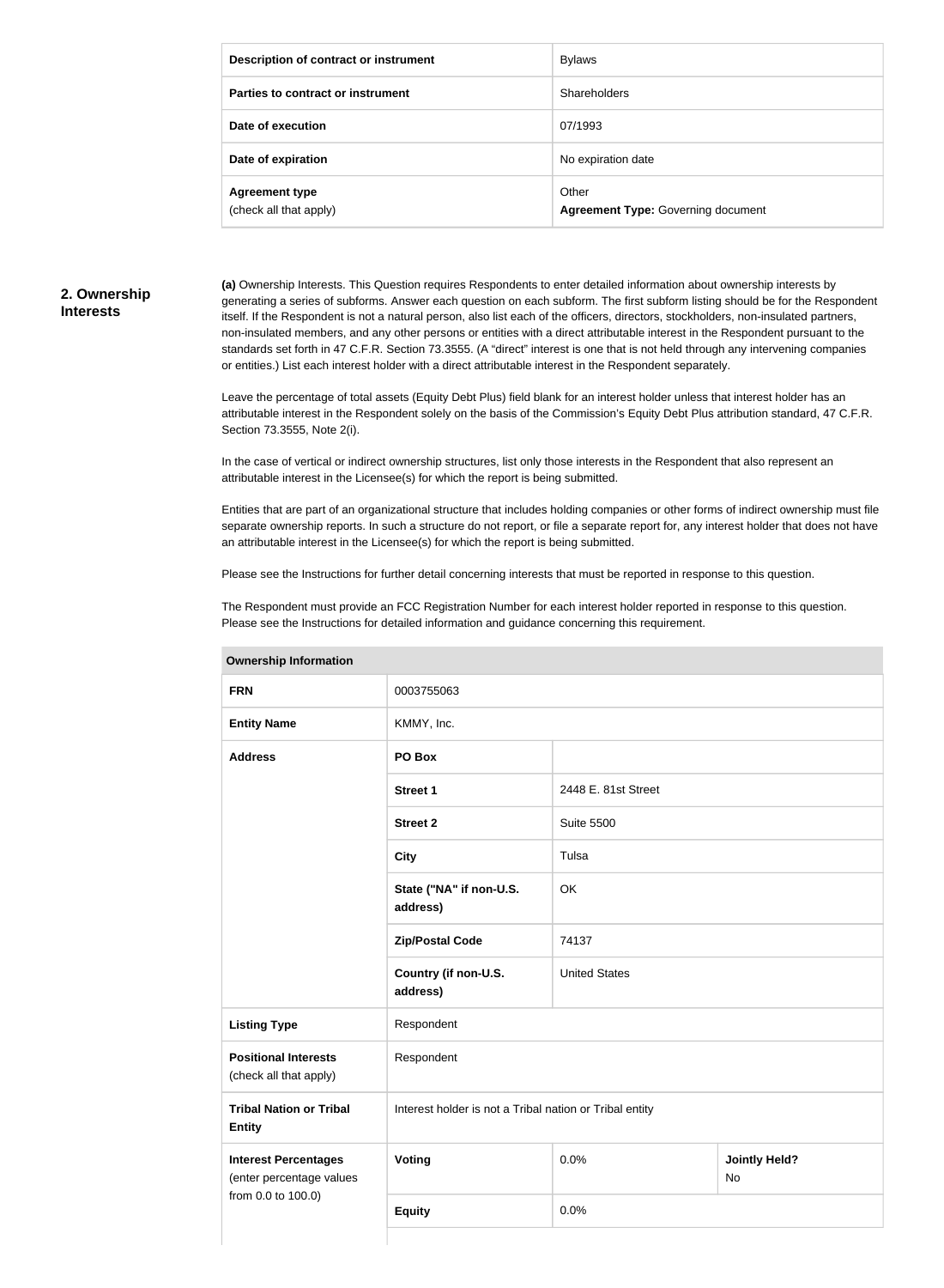| Description of contract or instrument | Bylaws |
|---|---|
| Parties to contract or instrument | Shareholders |
| Date of execution | 07/1993 |
| Date of expiration | No expiration date |
| **Agreement type** (check all that apply) | Other **Agreement Type:** Governing document |

## 2. Ownership Interests

**(a)** Ownership Interests. This Question requires Respondents to enter detailed information about ownership interests by generating a series of subforms. Answer each question on each subform. The first subform listing should be for the Respondent itself. If the Respondent is not a natural person, also list each of the officers, directors, stockholders, non-insulated partners, non-insulated members, and any other persons or entities with a direct attributable interest in the Respondent pursuant to the standards set forth in 47 C.F.R. Section 73.3555. (A "direct" interest is one that is not held through any intervening companies or entities.) List each interest holder with a direct attributable interest in the Respondent separately.

Leave the percentage of total assets (Equity Debt Plus) field blank for an interest holder unless that interest holder has an attributable interest in the Respondent solely on the basis of the Commission's Equity Debt Plus attribution standard, 47 C.F.R. Section 73.3555, Note 2(i).

In the case of vertical or indirect ownership structures, list only those interests in the Respondent that also represent an attributable interest in the Licensee(s) for which the report is being submitted.

Entities that are part of an organizational structure that includes holding companies or other forms of indirect ownership must file separate ownership reports. In such a structure do not report, or file a separate report for, any interest holder that does not have an attributable interest in the Licensee(s) for which the report is being submitted.

Please see the Instructions for further detail concerning interests that must be reported in response to this question.

The Respondent must provide an FCC Registration Number for each interest holder reported in response to this question. Please see the Instructions for detailed information and guidance concerning this requirement.

| Ownership Information | | | |
|---|---|---|---|
| **FRN** | 0003755063 | | |
| **Entity Name** | KMMY, Inc. | | |
| **Address** | **PO Box** | | |
| | **Street 1** | 2448 E. 81st Street | |
| | **Street 2** | Suite 5500 | |
| | **City** | Tulsa | |
| | **State ("NA" if non-U.S. address)** | OK | |
| | **Zip/Postal Code** | 74137 | |
| | **Country (if non-U.S. address)** | United States | |
| **Listing Type** | Respondent | | |
| **Positional Interests** (check all that apply) | Respondent | | |
| **Tribal Nation or Tribal Entity** | Interest holder is not a Tribal nation or Tribal entity | | |
| **Interest Percentages** (enter percentage values from 0.0 to 100.0) | **Voting** | 0.0% | **Jointly Held?** No |
| | **Equity** | 0.0% | |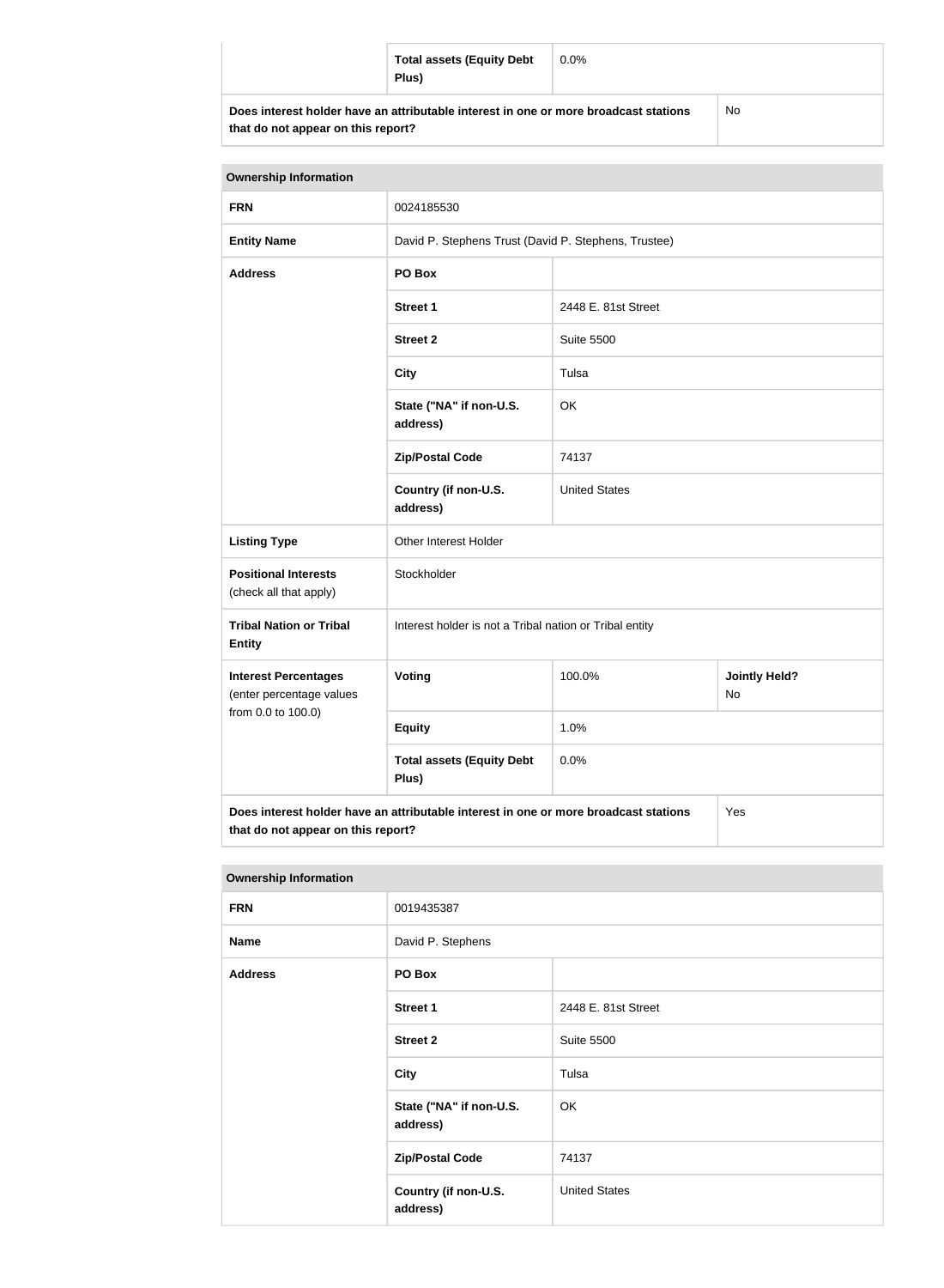| | | |
|---|---|---|
| | **Total assets (Equity Debt Plus)** | 0.0% |
| **Does interest holder have an attributable interest in one or more broadcast stations that do not appear on this report?** | | No |

| **Ownership Information** | | | |
|---|---|---|---|
| **FRN** | 0024185530 | | |
| **Entity Name** | David P. Stephens Trust (David P. Stephens, Trustee) | | |
| **Address** | **PO Box** | | |
| | **Street 1** | 2448 E. 81st Street | |
| | **Street 2** | Suite 5500 | |
| | **City** | Tulsa | |
| | **State ("NA" if non-U.S. address)** | OK | |
| | **Zip/Postal Code** | 74137 | |
| | **Country (if non-U.S. address)** | United States | |
| **Listing Type** | Other Interest Holder | | |
| **Positional Interests** (check all that apply) | Stockholder | | |
| **Tribal Nation or Tribal Entity** | Interest holder is not a Tribal nation or Tribal entity | | |
| **Interest Percentages** (enter percentage values from 0.0 to 100.0) | **Voting** | 100.0% | **Jointly Held?** No |
| | **Equity** | 1.0% | |
| | **Total assets (Equity Debt Plus)** | 0.0% | |
| **Does interest holder have an attributable interest in one or more broadcast stations that do not appear on this report?** | | | Yes |

| **Ownership Information** | | |
|---|---|---|
| **FRN** | 0019435387 | |
| **Name** | David P. Stephens | |
| **Address** | **PO Box** | |
| | **Street 1** | 2448 E. 81st Street |
| | **Street 2** | Suite 5500 |
| | **City** | Tulsa |
| | **State ("NA" if non-U.S. address)** | OK |
| | **Zip/Postal Code** | 74137 |
| | **Country (if non-U.S. address)** | United States |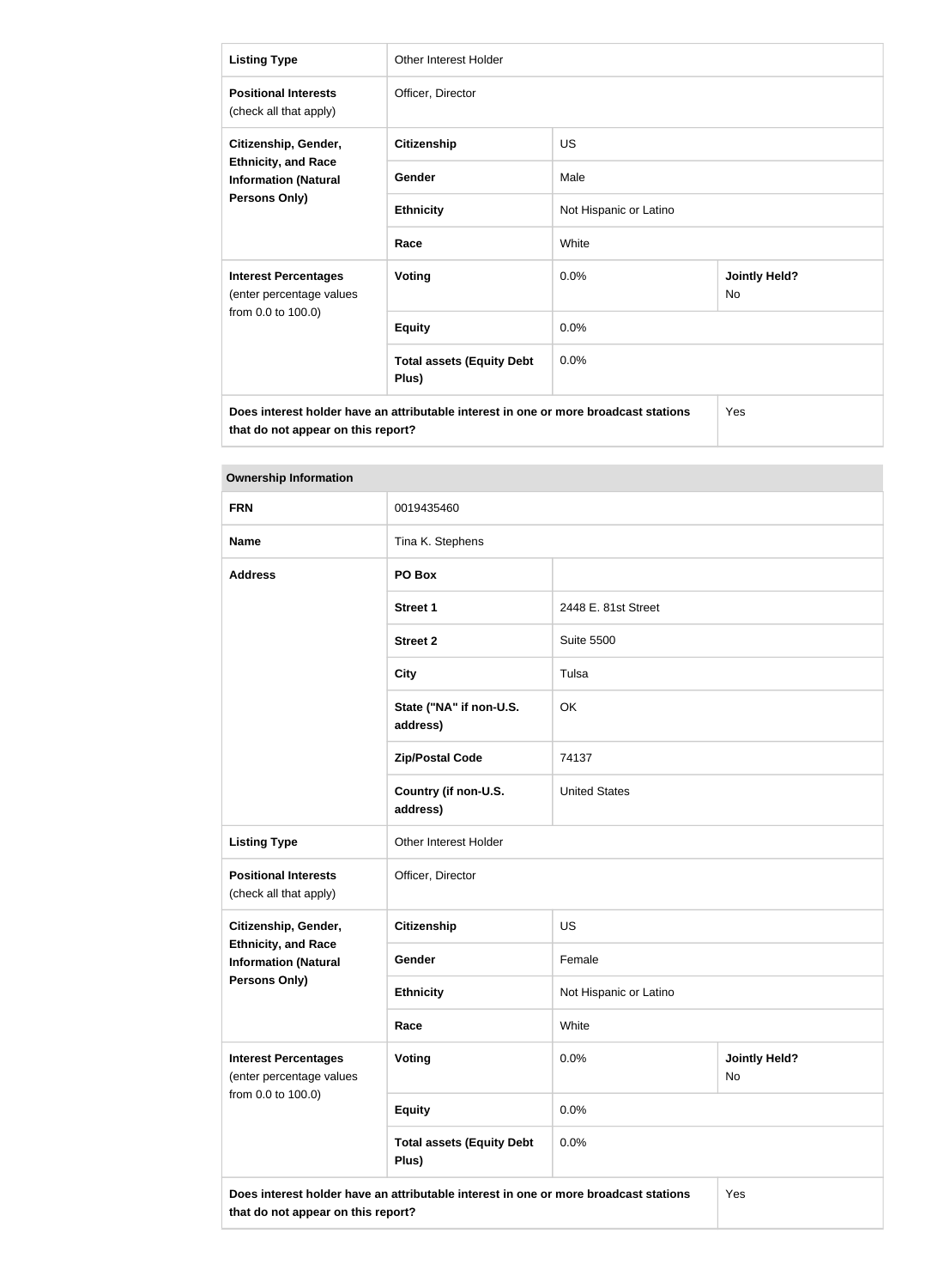| Listing Type | Other Interest Holder | | |
|---|---|---|---|
| **Positional Interests** (check all that apply) | Officer, Director | | |
| **Citizenship, Gender, Ethnicity, and Race Information (Natural Persons Only)** | **Citizenship** | US | |
| | **Gender** | Male | |
| | **Ethnicity** | Not Hispanic or Latino | |
| | **Race** | White | |
| **Interest Percentages** (enter percentage values from 0.0 to 100.0) | **Voting** | 0.0% | **Jointly Held?** No |
| | **Equity** | 0.0% | |
| | **Total assets (Equity Debt Plus)** | 0.0% | |
| **Does interest holder have an attributable interest in one or more broadcast stations that do not appear on this report?** | | | Yes |

| Ownership Information | | | |
|---|---|---|---|
| **FRN** | 0019435460 | | |
| **Name** | Tina K. Stephens | | |
| **Address** | **PO Box** | | |
| | **Street 1** | 2448 E. 81st Street | |
| | **Street 2** | Suite 5500 | |
| | **City** | Tulsa | |
| | **State ("NA" if non-U.S. address)** | OK | |
| | **Zip/Postal Code** | 74137 | |
| | **Country (if non-U.S. address)** | United States | |
| **Listing Type** | Other Interest Holder | | |
| **Positional Interests** (check all that apply) | Officer, Director | | |
| **Citizenship, Gender, Ethnicity, and Race Information (Natural Persons Only)** | **Citizenship** | US | |
| | **Gender** | Female | |
| | **Ethnicity** | Not Hispanic or Latino | |
| | **Race** | White | |
| **Interest Percentages** (enter percentage values from 0.0 to 100.0) | **Voting** | 0.0% | **Jointly Held?** No |
| | **Equity** | 0.0% | |
| | **Total assets (Equity Debt Plus)** | 0.0% | |
| **Does interest holder have an attributable interest in one or more broadcast stations that do not appear on this report?** | | | Yes |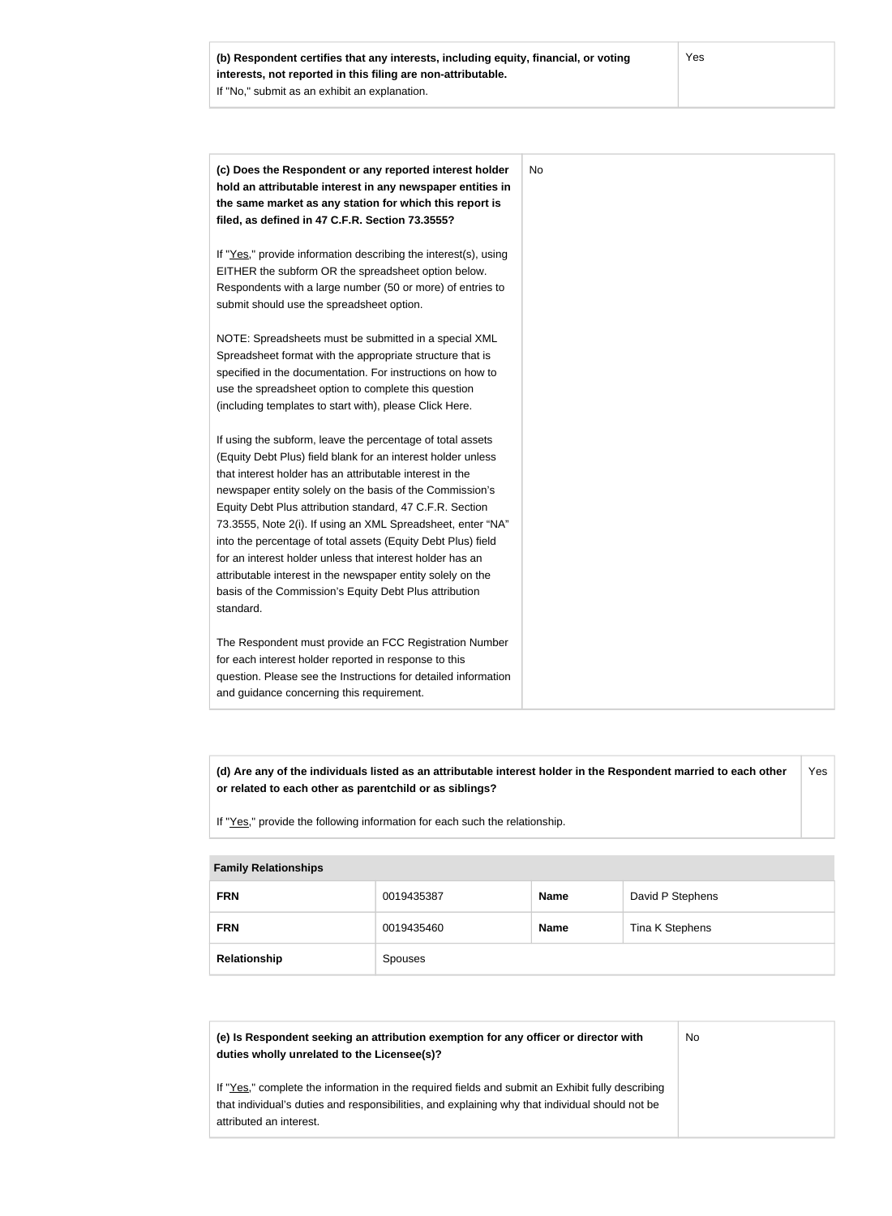| **(b) Respondent certifies that any interests, including equity, financial, or voting interests, not reported in this filing are non-attributable.** If "No," submit as an exhibit an explanation. | Yes |
|---|---|

| **(c) Does the Respondent or any reported interest holder hold an attributable interest in any newspaper entities in the same market as any station for which this report is filed, as defined in 47 C.F.R. Section 73.3555?**<br><br>If "Yes," provide information describing the interest(s), using EITHER the subform OR the spreadsheet option below. Respondents with a large number (50 or more) of entries to submit should use the spreadsheet option.<br><br>NOTE: Spreadsheets must be submitted in a special XML Spreadsheet format with the appropriate structure that is specified in the documentation. For instructions on how to use the spreadsheet option to complete this question (including templates to start with), please Click Here.<br><br>If using the subform, leave the percentage of total assets (Equity Debt Plus) field blank for an interest holder unless that interest holder has an attributable interest in the newspaper entity solely on the basis of the Commission's Equity Debt Plus attribution standard, 47 C.F.R. Section 73.3555, Note 2(i). If using an XML Spreadsheet, enter "NA" into the percentage of total assets (Equity Debt Plus) field for an interest holder unless that interest holder has an attributable interest in the newspaper entity solely on the basis of the Commission's Equity Debt Plus attribution standard.<br><br>The Respondent must provide an FCC Registration Number for each interest holder reported in response to this question. Please see the Instructions for detailed information and guidance concerning this requirement. | No |
|---|---|

| **(d) Are any of the individuals listed as an attributable interest holder in the Respondent married to each other or related to each other as parentchild or as siblings?**<br><br>If "Yes," provide the following information for each such the relationship. | Yes |
|---|---|

| **Family Relationships** | | | |
|---|---|---|---|
| **FRN** | 0019435387 | **Name** | David P Stephens |
| **FRN** | 0019435460 | **Name** | Tina K Stephens |
| **Relationship** | Spouses | | |

| **(e) Is Respondent seeking an attribution exemption for any officer or director with duties wholly unrelated to the Licensee(s)?**<br><br>If "Yes," complete the information in the required fields and submit an Exhibit fully describing that individual's duties and responsibilities, and explaining why that individual should not be attributed an interest. | No |
|---|---|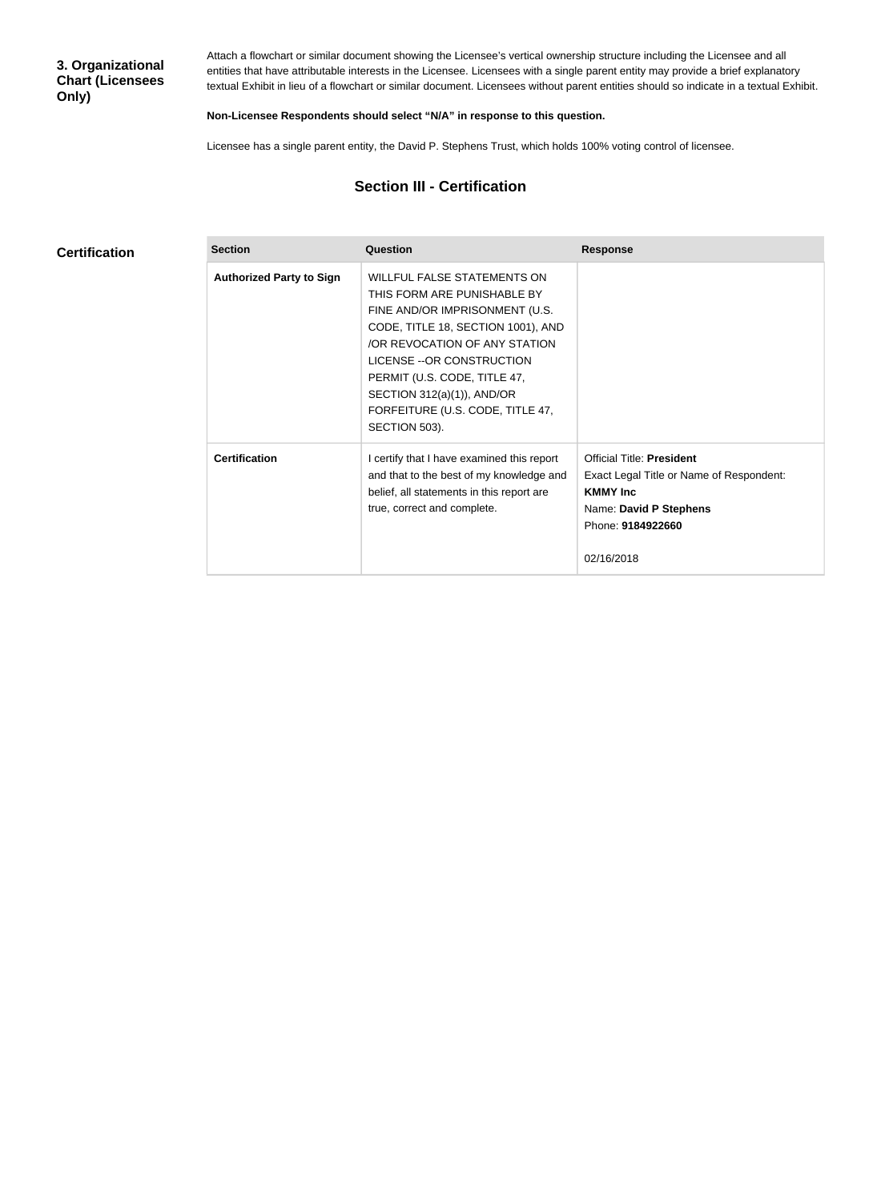**3. Organizational Chart (Licensees Only)**

Attach a flowchart or similar document showing the Licensee's vertical ownership structure including the Licensee and all entities that have attributable interests in the Licensee. Licensees with a single parent entity may provide a brief explanatory textual Exhibit in lieu of a flowchart or similar document. Licensees without parent entities should so indicate in a textual Exhibit.

**Non-Licensee Respondents should select "N/A" in response to this question.**

Licensee has a single parent entity, the David P. Stephens Trust, which holds 100% voting control of licensee.

## Section III - Certification

**Certification**

| Section | Question | Response |
|---|---|---|
| **Authorized Party to Sign** | WILLFUL FALSE STATEMENTS ON THIS FORM ARE PUNISHABLE BY FINE AND/OR IMPRISONMENT (U.S. CODE, TITLE 18, SECTION 1001), AND /OR REVOCATION OF ANY STATION LICENSE --OR CONSTRUCTION PERMIT (U.S. CODE, TITLE 47, SECTION 312(a)(1)), AND/OR FORFEITURE (U.S. CODE, TITLE 47, SECTION 503). | |
| **Certification** | I certify that I have examined this report and that to the best of my knowledge and belief, all statements in this report are true, correct and complete. | Official Title: **President**<br>Exact Legal Title or Name of Respondent: **KMMY Inc**<br>Name: **David P Stephens**<br>Phone: **9184922660**<br><br>02/16/2018 |